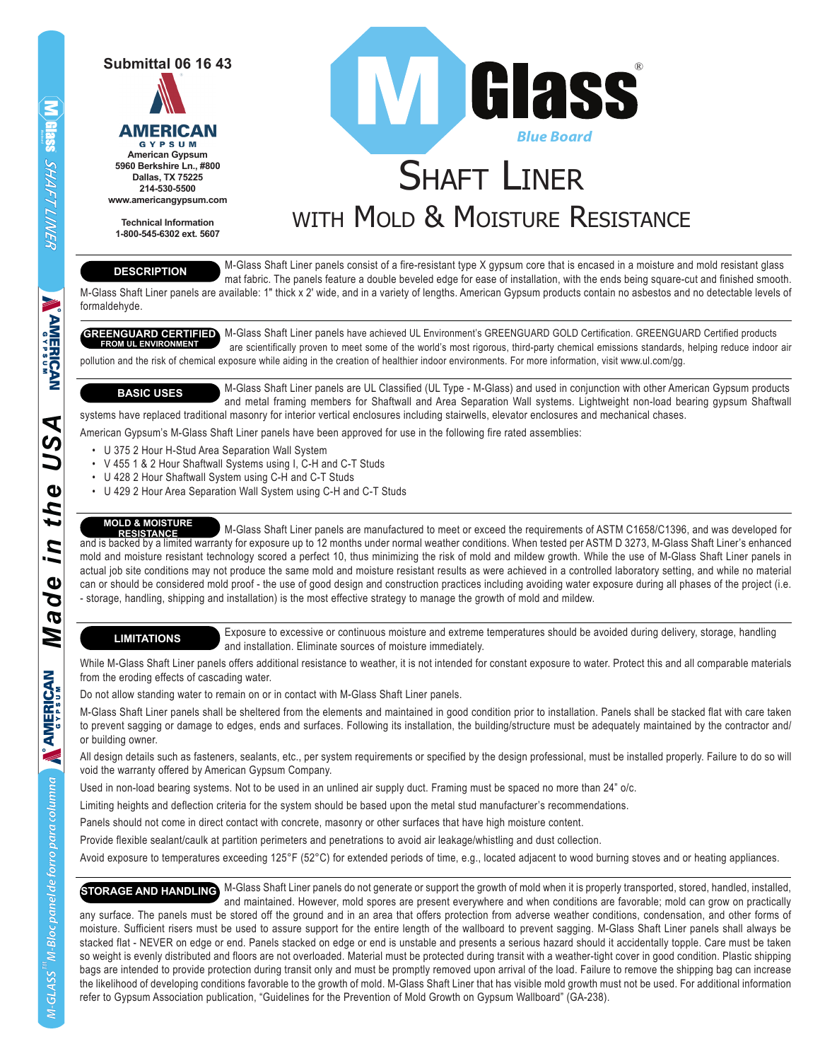Submittal 06 16 43

**AMERICAN GYPSUM**
American Gypsum
5960 Berkshire Ln., #800
Dallas, TX 75225
214-530-5500
www.americangypsum.com

Technical Information
1-800-545-6302 ext. 5607

# M Glass® Blue Board

# SHAFT LINER

## WITH MOLD & MOISTURE RESISTANCE

### DESCRIPTION

M-Glass Shaft Liner panels consist of a fire-resistant type X gypsum core that is encased in a moisture and mold resistant glass mat fabric. The panels feature a double beveled edge for ease of installation, with the ends being square-cut and finished smooth. M-Glass Shaft Liner panels are available: 1" thick x 2' wide, and in a variety of lengths. American Gypsum products contain no asbestos and no detectable levels of formaldehyde.

### GREENGUARD CERTIFIED FROM UL ENVIRONMENT

M-Glass Shaft Liner panels have achieved UL Environment's GREENGUARD GOLD Certification. GREENGUARD Certified products are scientifically proven to meet some of the world's most rigorous, third-party chemical emissions standards, helping reduce indoor air pollution and the risk of chemical exposure while aiding in the creation of healthier indoor environments. For more information, visit www.ul.com/gg.

### BASIC USES

M-Glass Shaft Liner panels are UL Classified (UL Type - M-Glass) and used in conjunction with other American Gypsum products and metal framing members for Shaftwall and Area Separation Wall systems. Lightweight non-load bearing gypsum Shaftwall systems have replaced traditional masonry for interior vertical enclosures including stairwells, elevator enclosures and mechanical chases.

American Gypsum's M-Glass Shaft Liner panels have been approved for use in the following fire rated assemblies:

- U 375 2 Hour H-Stud Area Separation Wall System
- V 455 1 & 2 Hour Shaftwall Systems using I, C-H and C-T Studs
- U 428 2 Hour Shaftwall System using C-H and C-T Studs
- U 429 2 Hour Area Separation Wall System using C-H and C-T Studs

### MOLD & MOISTURE RESISTANCE

M-Glass Shaft Liner panels are manufactured to meet or exceed the requirements of ASTM C1658/C1396, and was developed for and is backed by a limited warranty for exposure up to 12 months under normal weather conditions. When tested per ASTM D 3273, M-Glass Shaft Liner's enhanced mold and moisture resistant technology scored a perfect 10, thus minimizing the risk of mold and mildew growth. While the use of M-Glass Shaft Liner panels in actual job site conditions may not produce the same mold and moisture resistant results as were achieved in a controlled laboratory setting, and while no material can or should be considered mold proof - the use of good design and construction practices including avoiding water exposure during all phases of the project (i.e. - storage, handling, shipping and installation) is the most effective strategy to manage the growth of mold and mildew.

### LIMITATIONS

Exposure to excessive or continuous moisture and extreme temperatures should be avoided during delivery, storage, handling and installation. Eliminate sources of moisture immediately.

While M-Glass Shaft Liner panels offers additional resistance to weather, it is not intended for constant exposure to water. Protect this and all comparable materials from the eroding effects of cascading water.

Do not allow standing water to remain on or in contact with M-Glass Shaft Liner panels.

M-Glass Shaft Liner panels shall be sheltered from the elements and maintained in good condition prior to installation. Panels shall be stacked flat with care taken to prevent sagging or damage to edges, ends and surfaces. Following its installation, the building/structure must be adequately maintained by the contractor and/or building owner.

All design details such as fasteners, sealants, etc., per system requirements or specified by the design professional, must be installed properly. Failure to do so will void the warranty offered by American Gypsum Company.

Used in non-load bearing systems. Not to be used in an unlined air supply duct. Framing must be spaced no more than 24" o/c.

Limiting heights and deflection criteria for the system should be based upon the metal stud manufacturer's recommendations.

Panels should not come in direct contact with concrete, masonry or other surfaces that have high moisture content.

Provide flexible sealant/caulk at partition perimeters and penetrations to avoid air leakage/whistling and dust collection.

Avoid exposure to temperatures exceeding 125°F (52°C) for extended periods of time, e.g., located adjacent to wood burning stoves and or heating appliances.

### STORAGE AND HANDLING

M-Glass Shaft Liner panels do not generate or support the growth of mold when it is properly transported, stored, handled, installed, and maintained. However, mold spores are present everywhere and when conditions are favorable; mold can grow on practically any surface. The panels must be stored off the ground and in an area that offers protection from adverse weather conditions, condensation, and other forms of moisture. Sufficient risers must be used to assure support for the entire length of the wallboard to prevent sagging. M-Glass Shaft Liner panels shall always be stacked flat - NEVER on edge or end. Panels stacked on edge or end is unstable and presents a serious hazard should it accidentally topple. Care must be taken so weight is evenly distributed and floors are not overloaded. Material must be protected during transit with a weather-tight cover in good condition. Plastic shipping bags are intended to provide protection during transit only and must be promptly removed upon arrival of the load. Failure to remove the shipping bag can increase the likelihood of developing conditions favorable to the growth of mold. M-Glass Shaft Liner that has visible mold growth must not be used. For additional information refer to Gypsum Association publication, "Guidelines for the Prevention of Mold Growth on Gypsum Wallboard" (GA-238).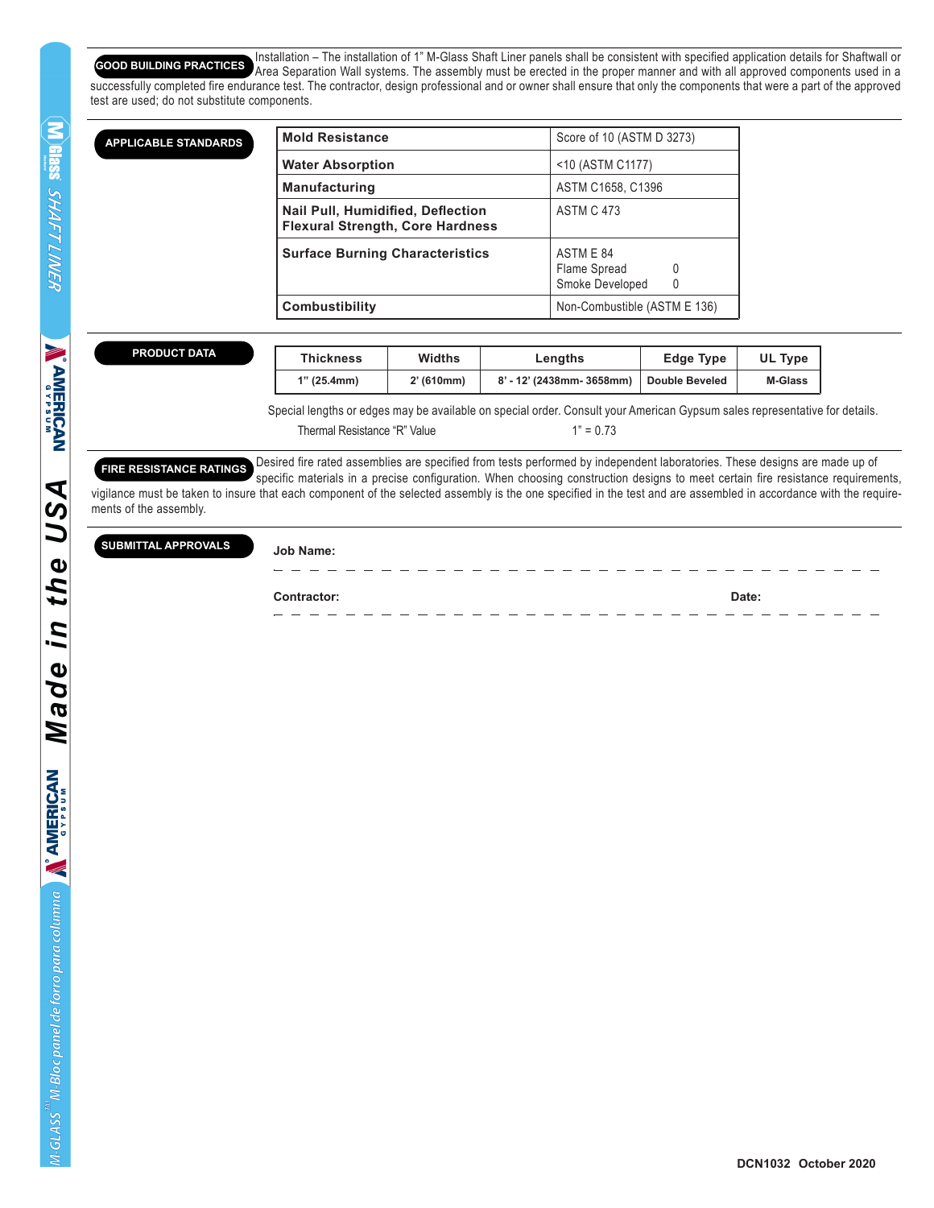**GOOD BUILDING PRACTICES** Installation – The installation of 1" M-Glass Shaft Liner panels shall be consistent with specified application details for Shaftwall or Area Separation Wall systems. The assembly must be erected in the proper manner and with all approved components used in a successfully completed fire endurance test. The contractor, design professional and or owner shall ensure that only the components that were a part of the approved test are used; do not substitute components.

## APPLICABLE STANDARDS

| | |
|---|---|
| **Mold Resistance** | Score of 10 (ASTM D 3273) |
| **Water Absorption** | <10 (ASTM C1177) |
| **Manufacturing** | ASTM C1658, C1396 |
| **Nail Pull, Humidified, Deflection Flexural Strength, Core Hardness** | ASTM C 473 |
| **Surface Burning Characteristics** | ASTM E 84<br>Flame Spread 0<br>Smoke Developed 0 |
| **Combustibility** | Non-Combustible (ASTM E 136) |

## PRODUCT DATA

| Thickness | Widths | Lengths | Edge Type | UL Type |
|---|---|---|---|---|
| 1" (25.4mm) | 2' (610mm) | 8' - 12' (2438mm- 3658mm) | Double Beveled | M-Glass |

Special lengths or edges may be available on special order. Consult your American Gypsum sales representative for details.

Thermal Resistance "R" Value 1" = 0.73

**FIRE RESISTANCE RATINGS** Desired fire rated assemblies are specified from tests performed by independent laboratories. These designs are made up of specific materials in a precise configuration. When choosing construction designs to meet certain fire resistance requirements, vigilance must be taken to insure that each component of the selected assembly is the one specified in the test and are assembled in accordance with the requirements of the assembly.

## SUBMITTAL APPROVALS

**Job Name:**

**Contractor:** **Date:**

DCN1032 October 2020